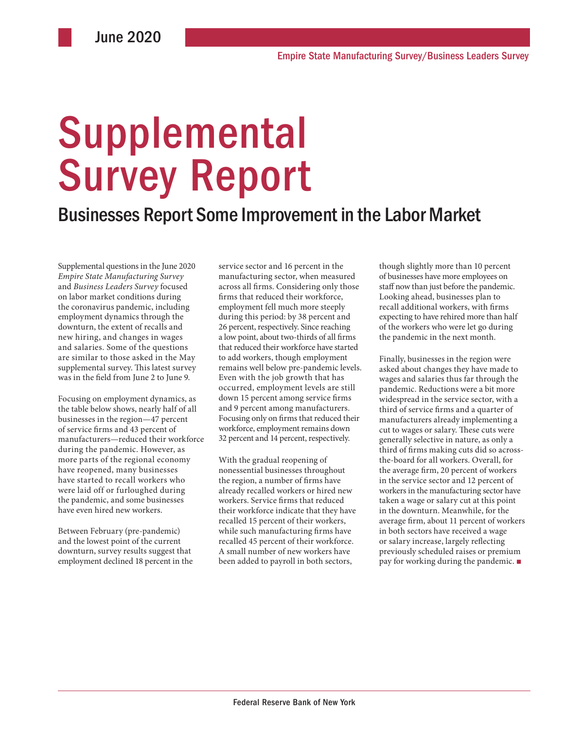June 2020

Empire State Manufacturing Survey/Business Leaders Survey

# Supplemental Survey Report

## Businesses Report Some Improvement in the Labor Market

Supplemental questions in the June 2020 *Empire State Manufacturing Survey* and *Business Leaders Survey* focused on labor market conditions during the coronavirus pandemic, including employment dynamics through the downturn, the extent of recalls and new hiring, and changes in wages and salaries. Some of the questions are similar to those asked in the May supplemental survey. This latest survey was in the field from June 2 to June 9.

Focusing on employment dynamics, as the table below shows, nearly half of all businesses in the region—47 percent of service firms and 43 percent of manufacturers—reduced their workforce during the pandemic. However, as more parts of the regional economy have reopened, many businesses have started to recall workers who were laid off or furloughed during the pandemic, and some businesses have even hired new workers.

Between February (pre-pandemic) and the lowest point of the current downturn, survey results suggest that employment declined 18 percent in the service sector and 16 percent in the manufacturing sector, when measured across all firms. Considering only those firms that reduced their workforce, employment fell much more steeply during this period: by 38 percent and 26 percent, respectively. Since reaching a low point, about two-thirds of all firms that reduced their workforce have started to add workers, though employment remains well below pre-pandemic levels. Even with the job growth that has occurred, employment levels are still down 15 percent among service firms and 9 percent among manufacturers. Focusing only on firms that reduced their workforce, employment remains down 32 percent and 14 percent, respectively.

With the gradual reopening of nonessential businesses throughout the region, a number of firms have already recalled workers or hired new workers. Service firms that reduced their workforce indicate that they have recalled 15 percent of their workers, while such manufacturing firms have recalled 45 percent of their workforce. A small number of new workers have been added to payroll in both sectors, though slightly more than 10 percent of businesses have more employees on staff now than just before the pandemic. Looking ahead, businesses plan to recall additional workers, with firms expecting to have rehired more than half of the workers who were let go during the pandemic in the next month.

Finally, businesses in the region were asked about changes they have made to wages and salaries thus far through the pandemic. Reductions were a bit more widespread in the service sector, with a third of service firms and a quarter of manufacturers already implementing a cut to wages or salary. These cuts were generally selective in nature, as only a third of firms making cuts did so across-the-board for all workers. Overall, for the average firm, 20 percent of workers in the service sector and 12 percent of workers in the manufacturing sector have taken a wage or salary cut at this point in the downturn. Meanwhile, for the average firm, about 11 percent of workers in both sectors have received a wage or salary increase, largely reflecting previously scheduled raises or premium pay for working during the pandemic. ■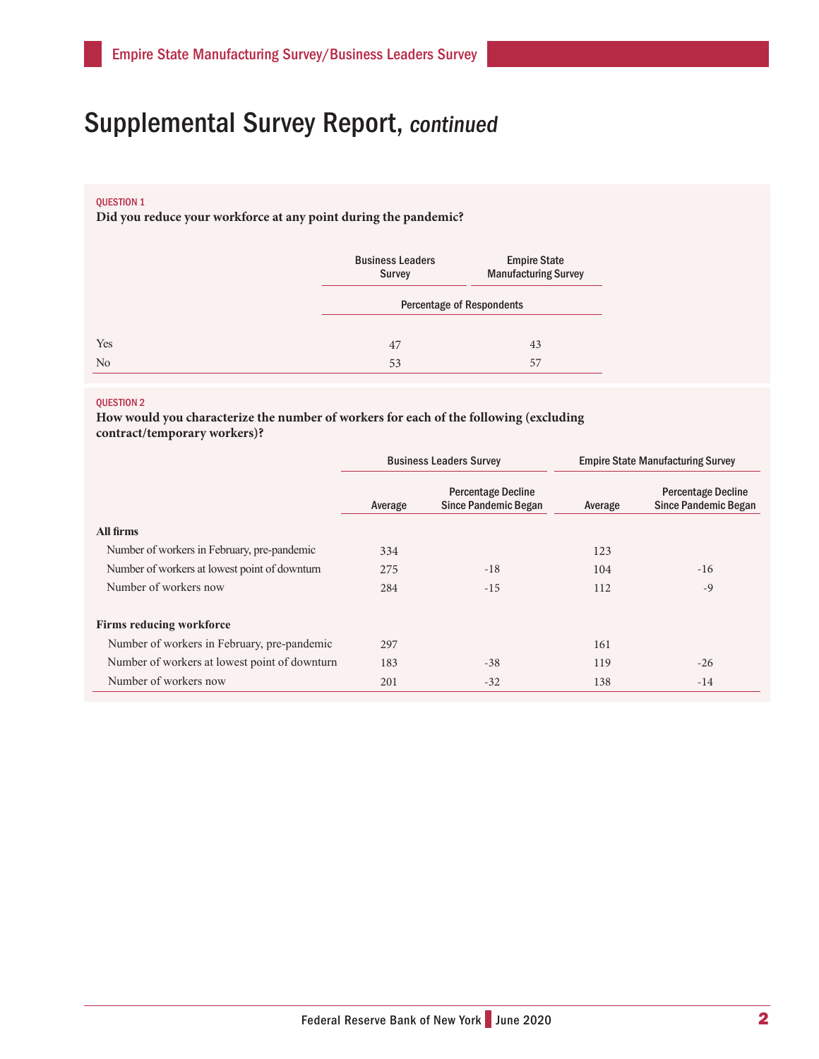# Supplemental Survey Report, *continued*

QUESTION 1

**Did you reduce your workforce at any point during the pandemic?**

| | Business Leaders Survey | Empire State Manufacturing Survey |
|---|---|---|
| | Percentage of Respondents | |
| Yes | 47 | 43 |
| No | 53 | 57 |

QUESTION 2

**How would you characterize the number of workers for each of the following (excluding contract/temporary workers)?**

| | Business Leaders Survey | | Empire State Manufacturing Survey | |
|---|---|---|---|---|
| | Average | Percentage Decline Since Pandemic Began | Average | Percentage Decline Since Pandemic Began |
| **All firms** | | | | |
| Number of workers in February, pre-pandemic | 334 | | 123 | |
| Number of workers at lowest point of downturn | 275 | -18 | 104 | -16 |
| Number of workers now | 284 | -15 | 112 | -9 |
| **Firms reducing workforce** | | | | |
| Number of workers in February, pre-pandemic | 297 | | 161 | |
| Number of workers at lowest point of downturn | 183 | -38 | 119 | -26 |
| Number of workers now | 201 | -32 | 138 | -14 |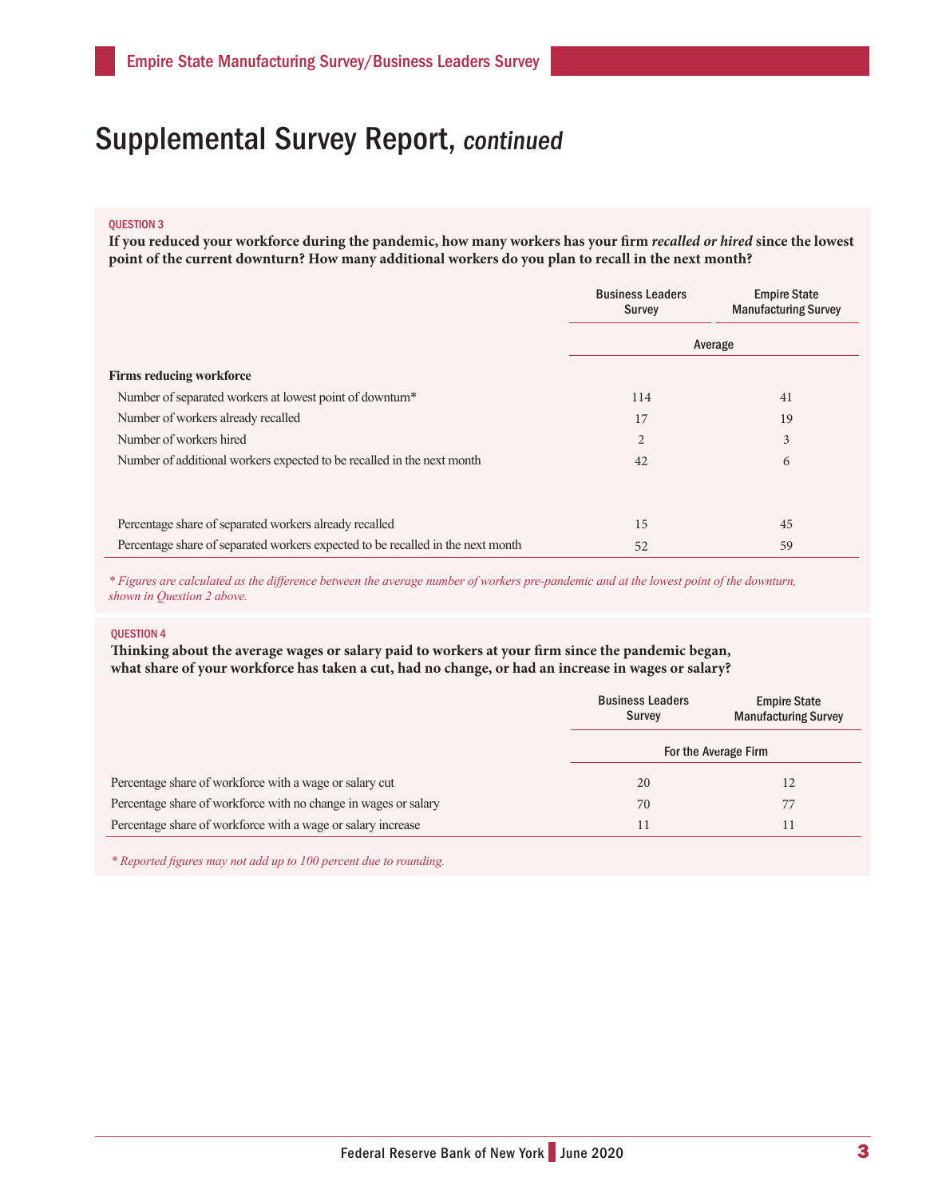# Supplemental Survey Report, *continued*

QUESTION 3

**If you reduced your workforce during the pandemic, how many workers has your firm *recalled or hired* since the lowest point of the current downturn? How many additional workers do you plan to recall in the next month?**

| | Business Leaders Survey | Empire State Manufacturing Survey |
|---|---|---|
| | Average | |
| **Firms reducing workforce** | | |
| Number of separated workers at lowest point of downturn* | 114 | 41 |
| Number of workers already recalled | 17 | 19 |
| Number of workers hired | 2 | 3 |
| Number of additional workers expected to be recalled in the next month | 42 | 6 |
| Percentage share of separated workers already recalled | 15 | 45 |
| Percentage share of separated workers expected to be recalled in the next month | 52 | 59 |

*\* Figures are calculated as the difference between the average number of workers pre-pandemic and at the lowest point of the downturn, shown in Question 2 above.*

QUESTION 4

**Thinking about the average wages or salary paid to workers at your firm since the pandemic began, what share of your workforce has taken a cut, had no change, or had an increase in wages or salary?**

| | Business Leaders Survey | Empire State Manufacturing Survey |
|---|---|---|
| | For the Average Firm | |
| Percentage share of workforce with a wage or salary cut | 20 | 12 |
| Percentage share of workforce with no change in wages or salary | 70 | 77 |
| Percentage share of workforce with a wage or salary increase | 11 | 11 |

*\* Reported figures may not add up to 100 percent due to rounding.*